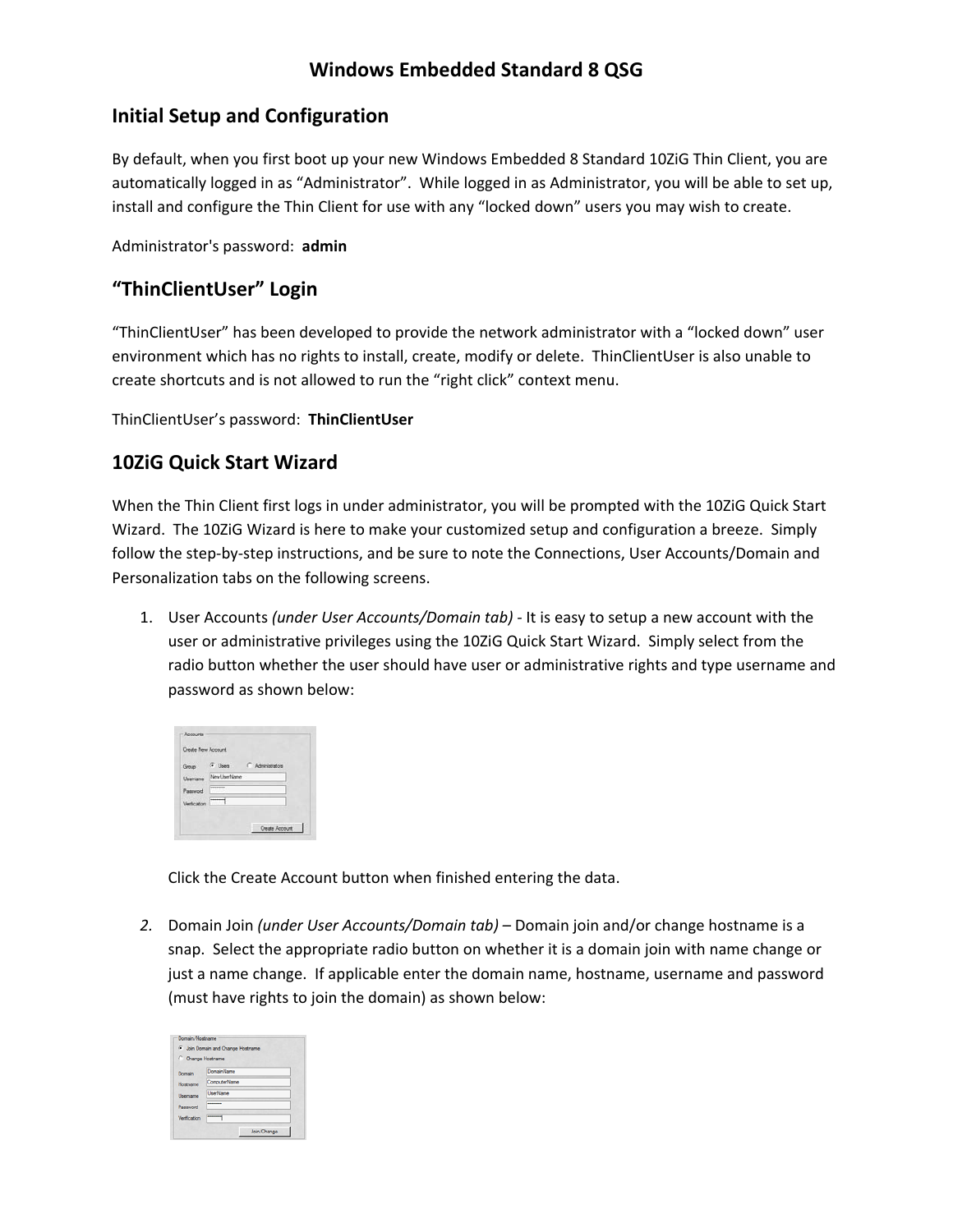# Windows Embedded Standard 8 QSG

## Initial Setup and Configuration

By default, when you first boot up your new Windows Embedded 8 Standard 10ZiG Thin Client, you are automatically logged in as "Administrator". While logged in as Administrator, you will be able to set up, install and configure the Thin Client for use with any "locked down" users you may wish to create.

Administrator's password: **admin**

## "ThinClientUser" Login

"ThinClientUser" has been developed to provide the network administrator with a "locked down" user environment which has no rights to install, create, modify or delete. ThinClientUser is also unable to create shortcuts and is not allowed to run the "right click" context menu.

ThinClientUser's password: **ThinClientUser**

## 10ZiG Quick Start Wizard

When the Thin Client first logs in under administrator, you will be prompted with the 10ZiG Quick Start Wizard. The 10ZiG Wizard is here to make your customized setup and configuration a breeze. Simply follow the step-by-step instructions, and be sure to note the Connections, User Accounts/Domain and Personalization tabs on the following screens.

1. User Accounts *(under User Accounts/Domain tab)* - It is easy to setup a new account with the user or administrative privileges using the 10ZiG Quick Start Wizard. Simply select from the radio button whether the user should have user or administrative rights and type username and password as shown below:

   Click the Create Account button when finished entering the data.

2. Domain Join *(under User Accounts/Domain tab)* – Domain join and/or change hostname is a snap. Select the appropriate radio button on whether it is a domain join with name change or just a name change. If applicable enter the domain name, hostname, username and password (must have rights to join the domain) as shown below: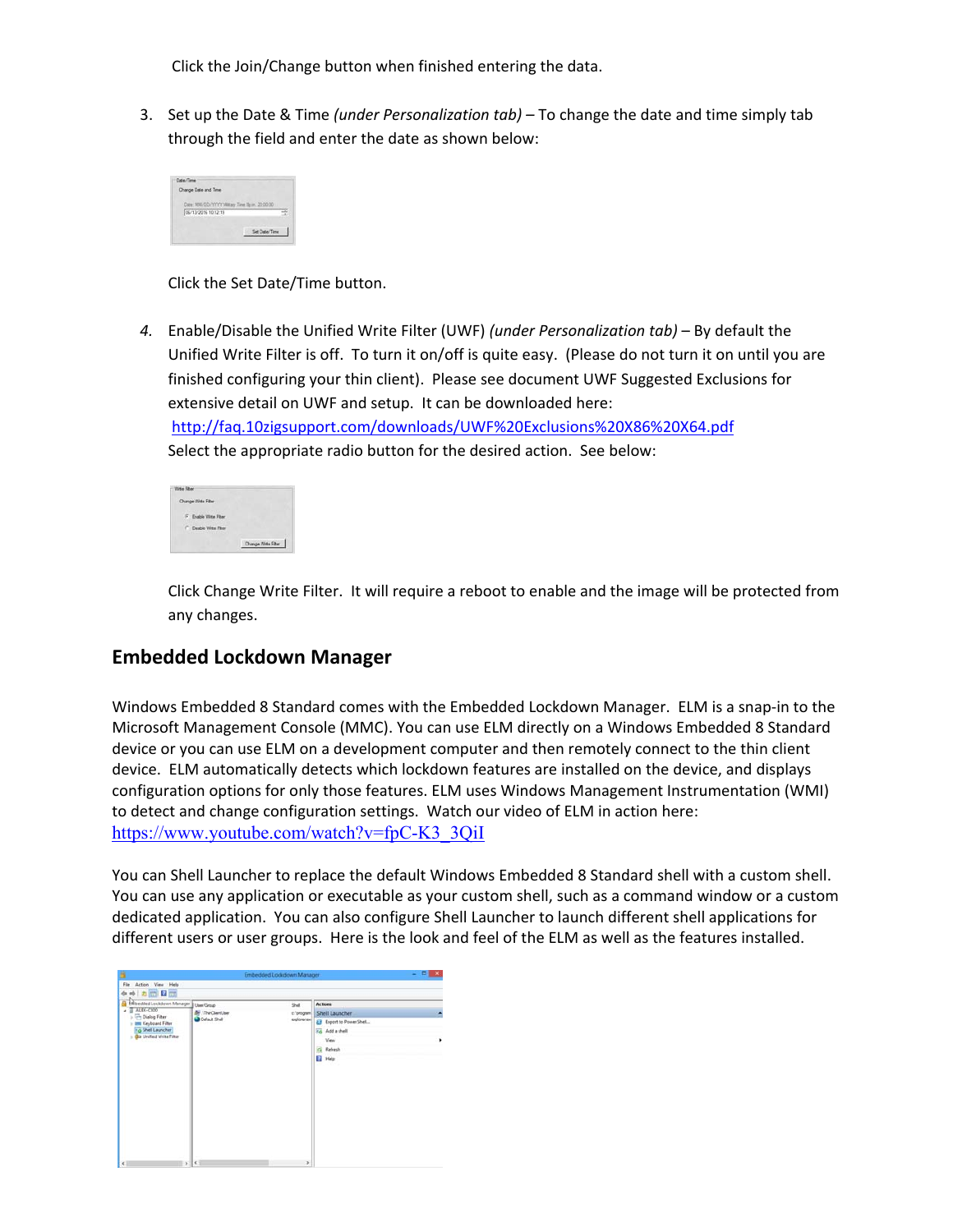Click the Join/Change button when finished entering the data.

3. Set up the Date & Time *(under Personalization tab)* – To change the date and time simply tab through the field and enter the date as shown below:

   Click the Set Date/Time button.

4. Enable/Disable the Unified Write Filter (UWF) *(under Personalization tab)* – By default the Unified Write Filter is off. To turn it on/off is quite easy. (Please do not turn it on until you are finished configuring your thin client). Please see document UWF Suggested Exclusions for extensive detail on UWF and setup. It can be downloaded here: http://faq.10zigsupport.com/downloads/UWF%20Exclusions%20X86%20X64.pdf
   Select the appropriate radio button for the desired action. See below:

   Click Change Write Filter. It will require a reboot to enable and the image will be protected from any changes.

## Embedded Lockdown Manager

Windows Embedded 8 Standard comes with the Embedded Lockdown Manager. ELM is a snap-in to the Microsoft Management Console (MMC). You can use ELM directly on a Windows Embedded 8 Standard device or you can use ELM on a development computer and then remotely connect to the thin client device. ELM automatically detects which lockdown features are installed on the device, and displays configuration options for only those features. ELM uses Windows Management Instrumentation (WMI) to detect and change configuration settings. Watch our video of ELM in action here: https://www.youtube.com/watch?v=fpC-K3_3QiI

You can Shell Launcher to replace the default Windows Embedded 8 Standard shell with a custom shell. You can use any application or executable as your custom shell, such as a command window or a custom dedicated application. You can also configure Shell Launcher to launch different shell applications for different users or user groups. Here is the look and feel of the ELM as well as the features installed.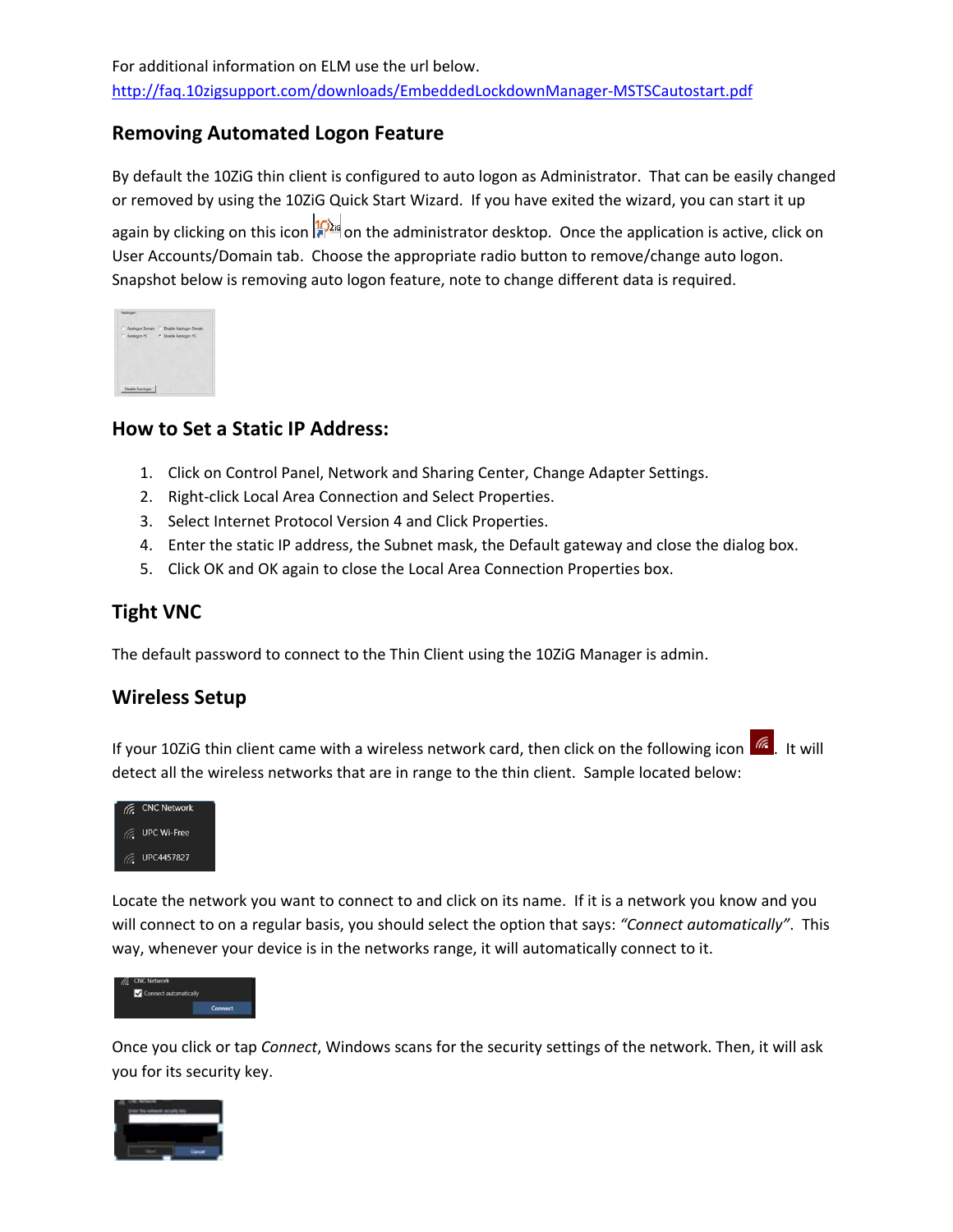For additional information on ELM use the url below.
http://faq.10zigsupport.com/downloads/EmbeddedLockdownManager-MSTSCautostart.pdf

## Removing Automated Logon Feature

By default the 10ZiG thin client is configured to auto logon as Administrator. That can be easily changed or removed by using the 10ZiG Quick Start Wizard. If you have exited the wizard, you can start it up again by clicking on this icon on the administrator desktop. Once the application is active, click on User Accounts/Domain tab. Choose the appropriate radio button to remove/change auto logon. Snapshot below is removing auto logon feature, note to change different data is required.

## How to Set a Static IP Address:

1. Click on Control Panel, Network and Sharing Center, Change Adapter Settings.
2. Right-click Local Area Connection and Select Properties.
3. Select Internet Protocol Version 4 and Click Properties.
4. Enter the static IP address, the Subnet mask, the Default gateway and close the dialog box.
5. Click OK and OK again to close the Local Area Connection Properties box.

## Tight VNC

The default password to connect to the Thin Client using the 10ZiG Manager is admin.

## Wireless Setup

If your 10ZiG thin client came with a wireless network card, then click on the following icon . It will detect all the wireless networks that are in range to the thin client. Sample located below:

Locate the network you want to connect to and click on its name. If it is a network you know and you will connect to on a regular basis, you should select the option that says: *"Connect automatically"*. This way, whenever your device is in the networks range, it will automatically connect to it.

Once you click or tap *Connect*, Windows scans for the security settings of the network. Then, it will ask you for its security key.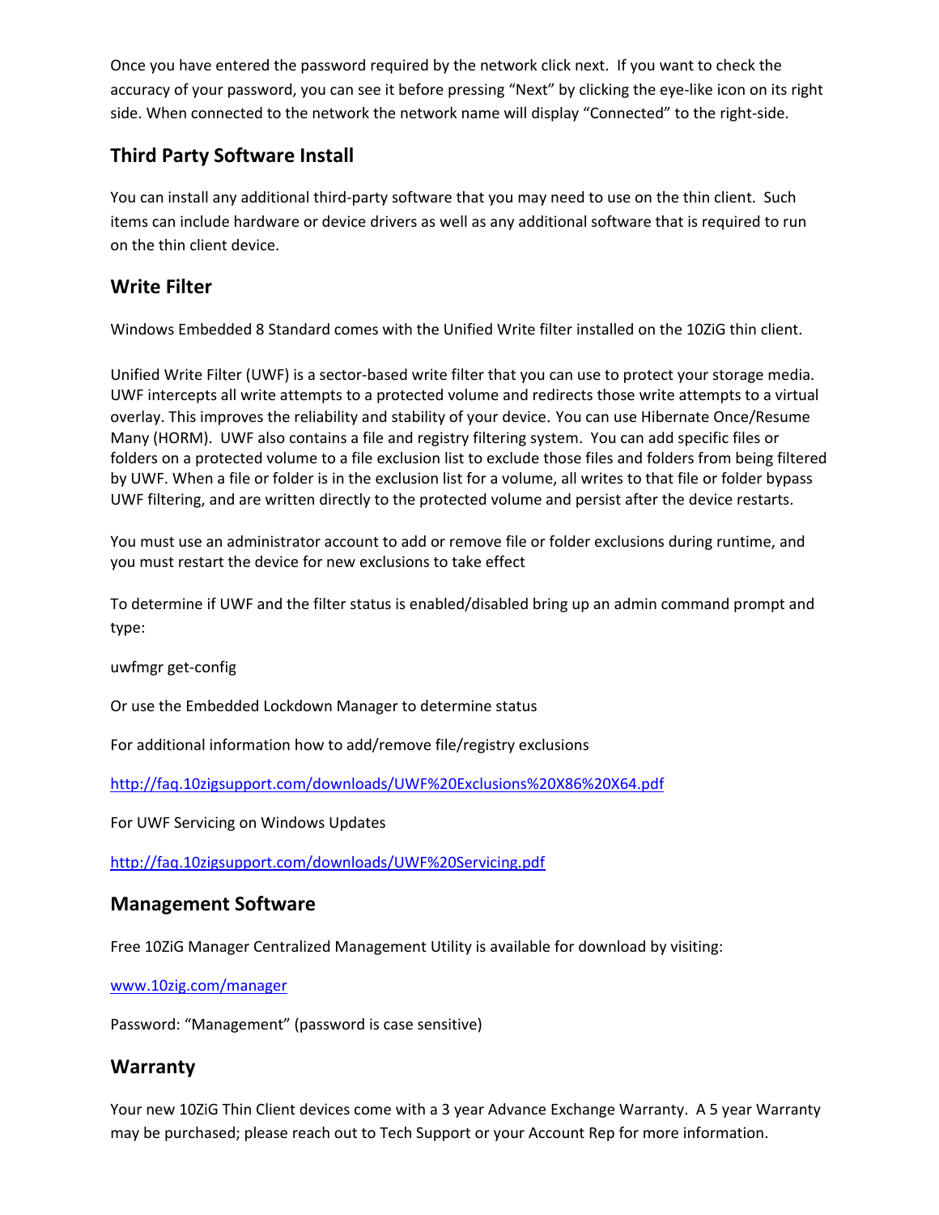Once you have entered the password required by the network click next. If you want to check the accuracy of your password, you can see it before pressing "Next" by clicking the eye-like icon on its right side. When connected to the network the network name will display "Connected" to the right-side.

## Third Party Software Install

You can install any additional third-party software that you may need to use on the thin client. Such items can include hardware or device drivers as well as any additional software that is required to run on the thin client device.

## Write Filter

Windows Embedded 8 Standard comes with the Unified Write filter installed on the 10ZiG thin client.

Unified Write Filter (UWF) is a sector-based write filter that you can use to protect your storage media. UWF intercepts all write attempts to a protected volume and redirects those write attempts to a virtual overlay. This improves the reliability and stability of your device. You can use Hibernate Once/Resume Many (HORM). UWF also contains a file and registry filtering system. You can add specific files or folders on a protected volume to a file exclusion list to exclude those files and folders from being filtered by UWF. When a file or folder is in the exclusion list for a volume, all writes to that file or folder bypass UWF filtering, and are written directly to the protected volume and persist after the device restarts.

You must use an administrator account to add or remove file or folder exclusions during runtime, and you must restart the device for new exclusions to take effect

To determine if UWF and the filter status is enabled/disabled bring up an admin command prompt and type:

uwfmgr get-config

Or use the Embedded Lockdown Manager to determine status

For additional information how to add/remove file/registry exclusions

http://faq.10zigsupport.com/downloads/UWF%20Exclusions%20X86%20X64.pdf

For UWF Servicing on Windows Updates

http://faq.10zigsupport.com/downloads/UWF%20Servicing.pdf

## Management Software

Free 10ZiG Manager Centralized Management Utility is available for download by visiting:

www.10zig.com/manager

Password: "Management" (password is case sensitive)

## Warranty

Your new 10ZiG Thin Client devices come with a 3 year Advance Exchange Warranty. A 5 year Warranty may be purchased; please reach out to Tech Support or your Account Rep for more information.